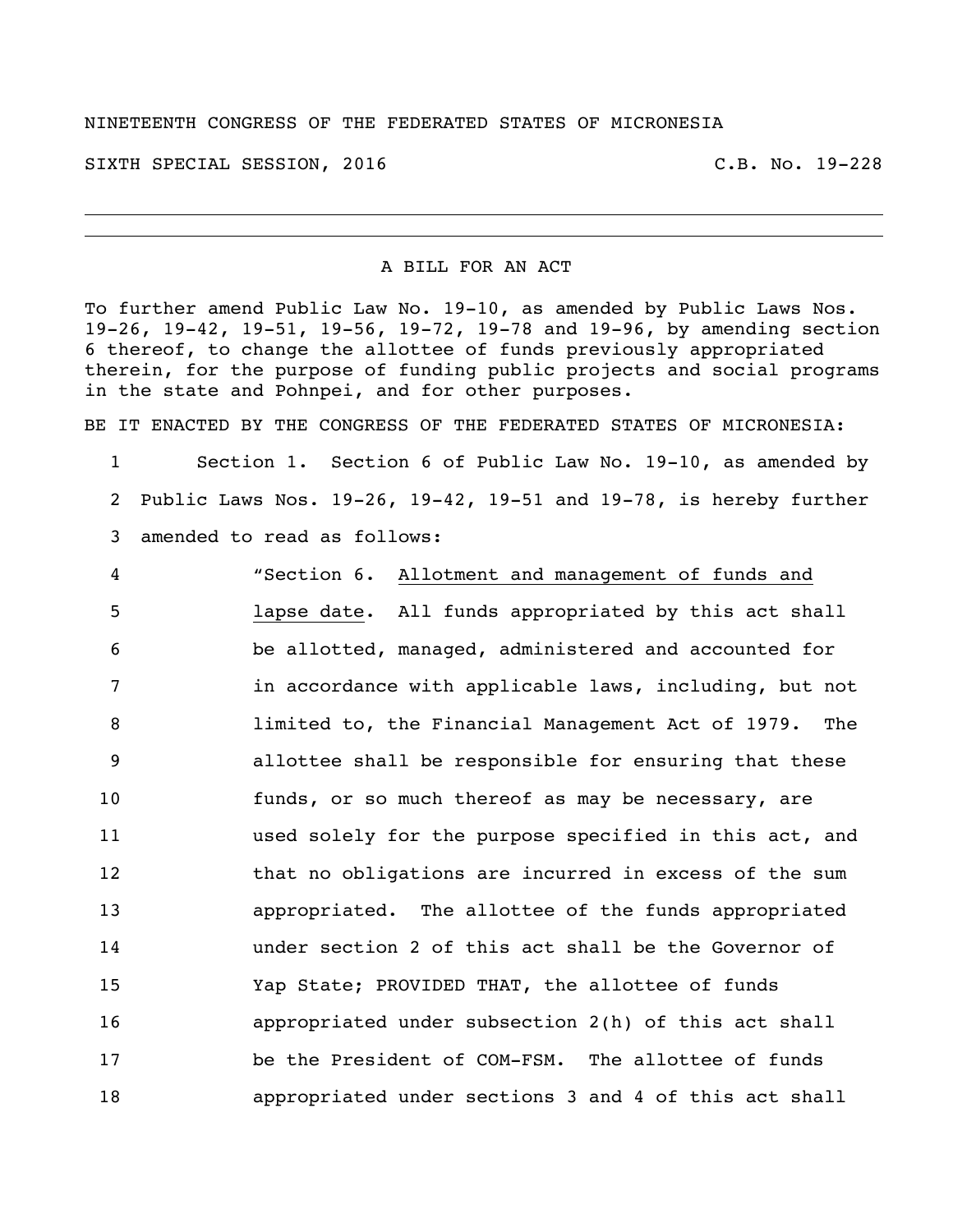NINETEENTH CONGRESS OF THE FEDERATED STATES OF MICRONESIA

SIXTH SPECIAL SESSION, 2016 C.B. No. 19-228

---

A BILL FOR AN ACT

To further amend Public Law No. 19-10, as amended by Public Laws Nos. 19-26, 19-42, 19-51, 19-56, 19-72, 19-78 and 19-96, by amending section 6 thereof, to change the allottee of funds previously appropriated therein, for the purpose of funding public projects and social programs in the state and Pohnpei, and for other purposes.

BE IT ENACTED BY THE CONGRESS OF THE FEDERATED STATES OF MICRONESIA:

1 Section 1. Section 6 of Public Law No. 19-10, as amended by
2 Public Laws Nos. 19-26, 19-42, 19-51 and 19-78, is hereby further
3 amended to read as follows:

4 "Section 6. Allotment and management of funds and
5 lapse date. All funds appropriated by this act shall
6 be allotted, managed, administered and accounted for
7 in accordance with applicable laws, including, but not
8 limited to, the Financial Management Act of 1979. The
9 allottee shall be responsible for ensuring that these
10 funds, or so much thereof as may be necessary, are
11 used solely for the purpose specified in this act, and
12 that no obligations are incurred in excess of the sum
13 appropriated. The allottee of the funds appropriated
14 under section 2 of this act shall be the Governor of
15 Yap State; PROVIDED THAT, the allottee of funds
16 appropriated under subsection 2(h) of this act shall
17 be the President of COM-FSM. The allottee of funds
18 appropriated under sections 3 and 4 of this act shall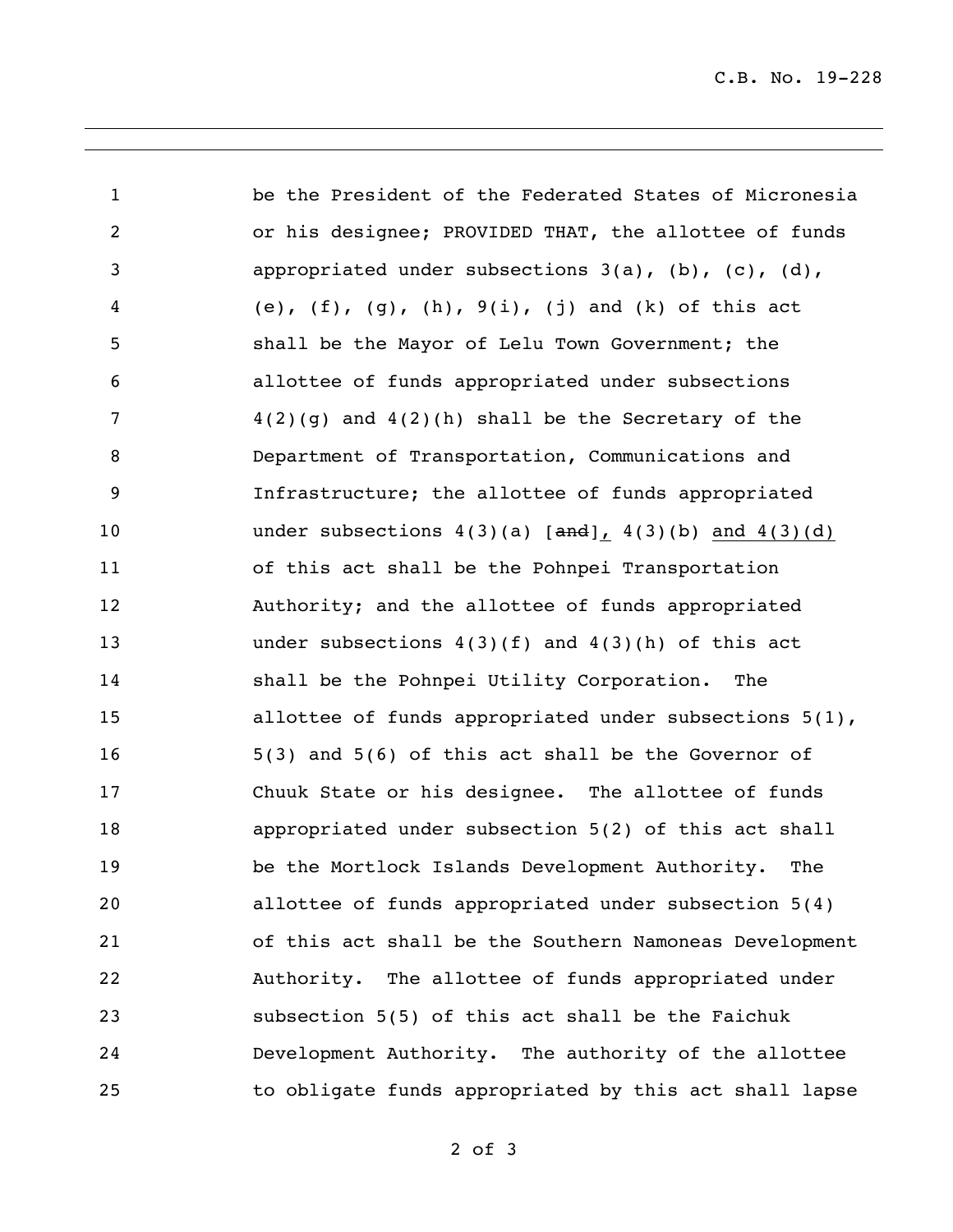be the President of the Federated States of Micronesia or his designee; PROVIDED THAT, the allottee of funds appropriated under subsections 3(a), (b), (c), (d), (e), (f), (g), (h), 9(i), (j) and (k) of this act shall be the Mayor of Lelu Town Government; the allottee of funds appropriated under subsections 4(2)(g) and 4(2)(h) shall be the Secretary of the Department of Transportation, Communications and Infrastructure; the allottee of funds appropriated under subsections 4(3)(a) [~~and~~]<u>,</u> 4(3)(b) <u>and 4(3)(d)</u> of this act shall be the Pohnpei Transportation Authority; and the allottee of funds appropriated under subsections 4(3)(f) and 4(3)(h) of this act shall be the Pohnpei Utility Corporation. The allottee of funds appropriated under subsections 5(1), 5(3) and 5(6) of this act shall be the Governor of Chuuk State or his designee. The allottee of funds appropriated under subsection 5(2) of this act shall be the Mortlock Islands Development Authority. The allottee of funds appropriated under subsection 5(4) of this act shall be the Southern Namoneas Development Authority. The allottee of funds appropriated under subsection 5(5) of this act shall be the Faichuk Development Authority. The authority of the allottee to obligate funds appropriated by this act shall lapse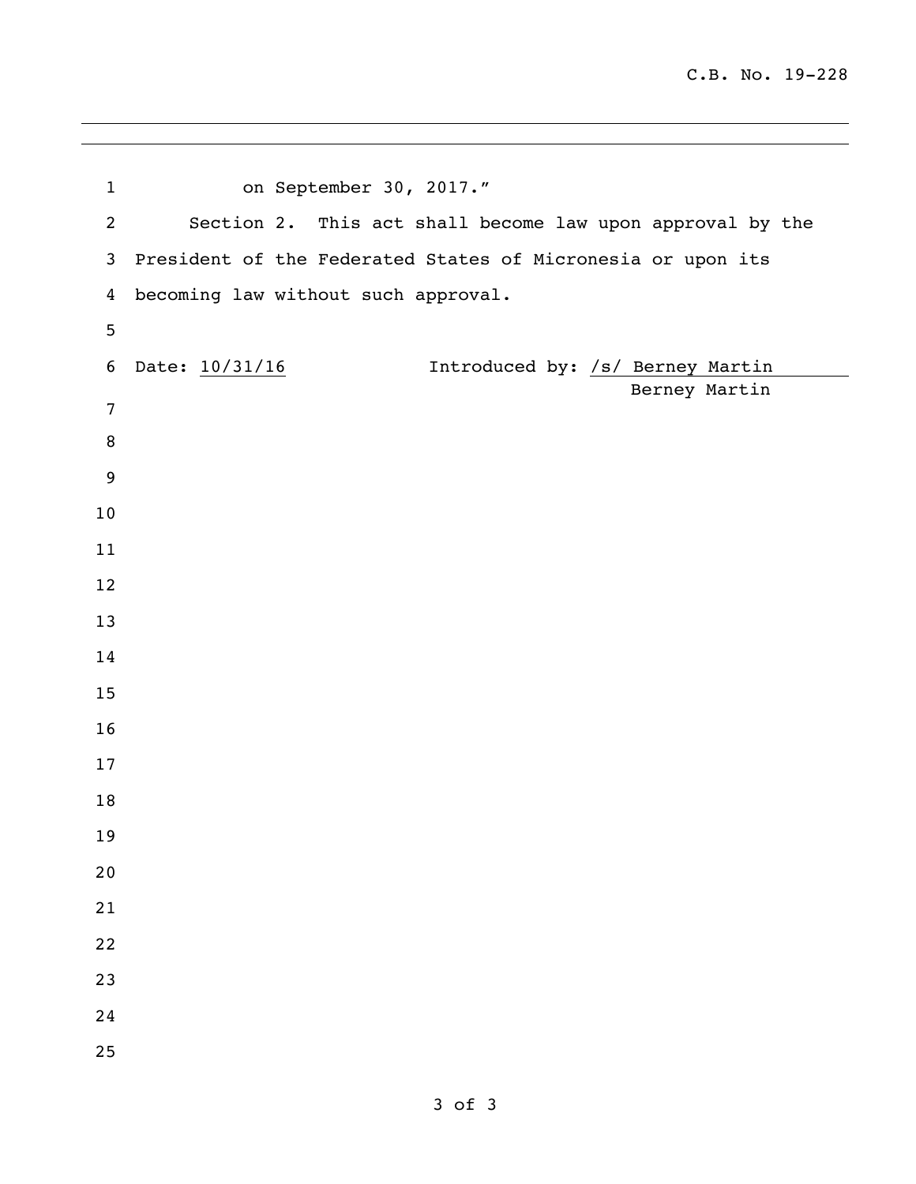on September 30, 2017."

Section 2. This act shall become law upon approval by the President of the Federated States of Micronesia or upon its becoming law without such approval.

Date: 10/31/16 Introduced by: /s/ Berney Martin

Berney Martin